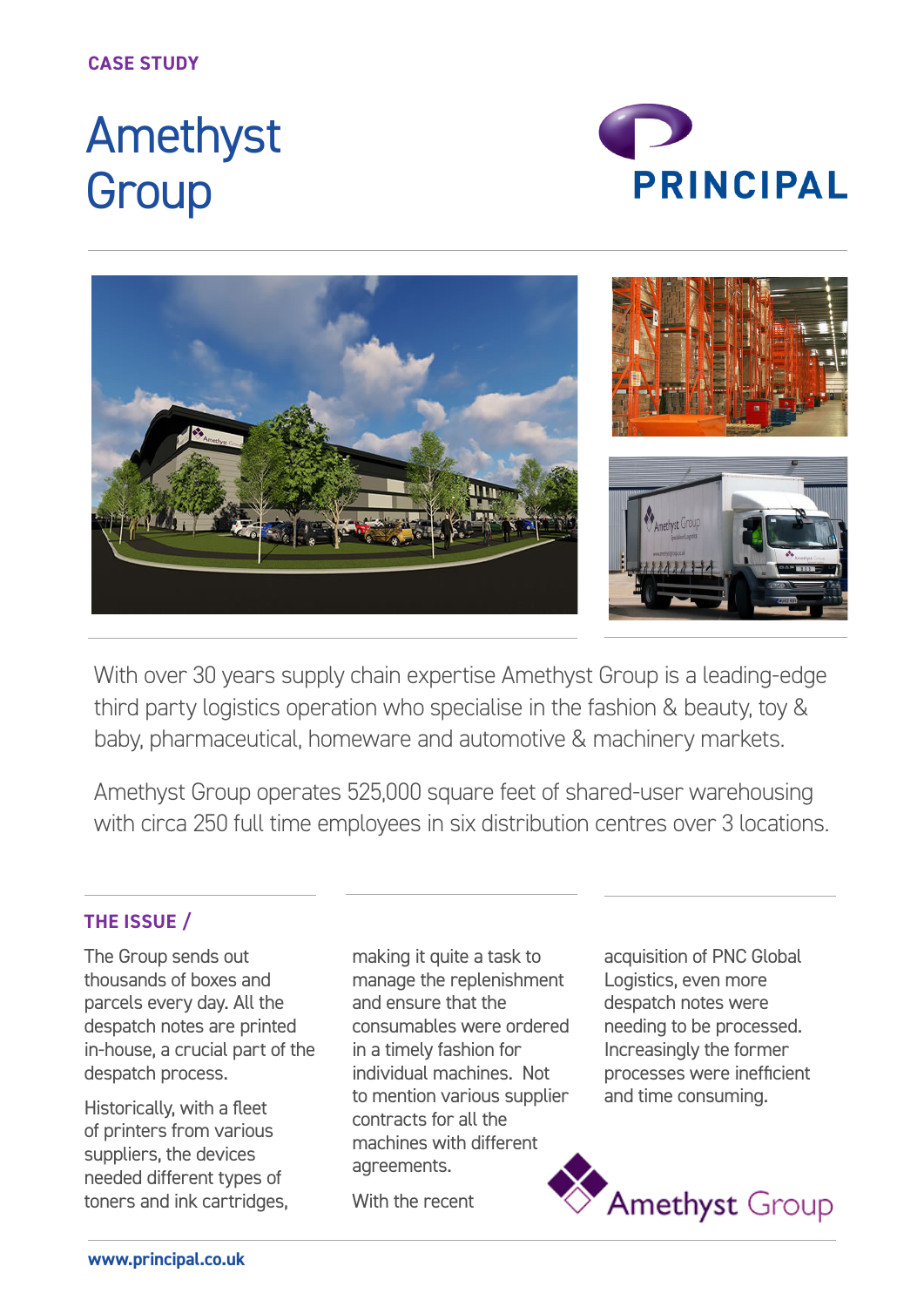CASE STUDY

# Amethyst Group

PRINCIPAL

With over 30 years supply chain expertise Amethyst Group is a leading-edge third party logistics operation who specialise in the fashion & beauty, toy & baby, pharmaceutical, homeware and automotive & machinery markets.

Amethyst Group operates 525,000 square feet of shared-user warehousing with circa 250 full time employees in six distribution centres over 3 locations.

## THE ISSUE /

The Group sends out thousands of boxes and parcels every day. All the despatch notes are printed in-house, a crucial part of the despatch process.

Historically, with a fleet of printers from various suppliers, the devices needed different types of toners and ink cartridges, making it quite a task to manage the replenishment and ensure that the consumables were ordered in a timely fashion for individual machines. Not to mention various supplier contracts for all the machines with different agreements.

With the recent acquisition of PNC Global Logistics, even more despatch notes were needing to be processed. Increasingly the former processes were inefficient and time consuming.

Amethyst Group

www.principal.co.uk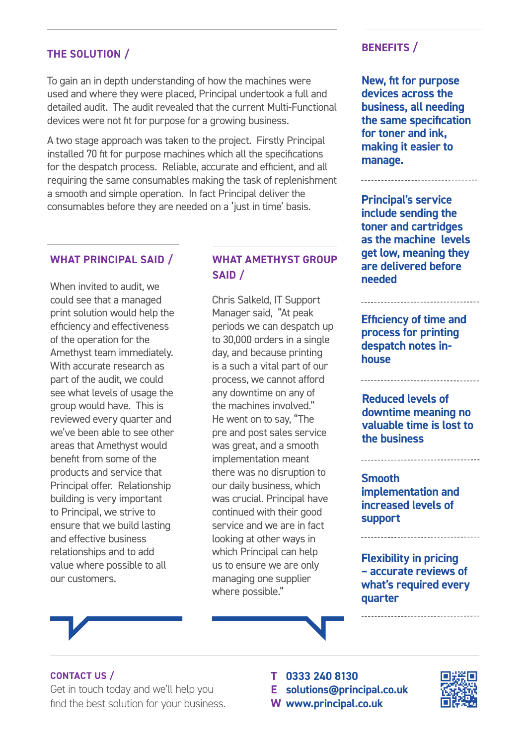## THE SOLUTION /

To gain an in depth understanding of how the machines were used and where they were placed, Principal undertook a full and detailed audit. The audit revealed that the current Multi-Functional devices were not fit for purpose for a growing business.

A two stage approach was taken to the project. Firstly Principal installed 70 fit for purpose machines which all the specifications for the despatch process. Reliable, accurate and efficient, and all requiring the same consumables making the task of replenishment a smooth and simple operation. In fact Principal deliver the consumables before they are needed on a 'just in time' basis.

## WHAT PRINCIPAL SAID /

When invited to audit, we could see that a managed print solution would help the efficiency and effectiveness of the operation for the Amethyst team immediately. With accurate research as part of the audit, we could see what levels of usage the group would have. This is reviewed every quarter and we've been able to see other areas that Amethyst would benefit from some of the products and service that Principal offer. Relationship building is very important to Principal, we strive to ensure that we build lasting and effective business relationships and to add value where possible to all our customers.

## WHAT AMETHYST GROUP SAID /

Chris Salkeld, IT Support Manager said, "At peak periods we can despatch up to 30,000 orders in a single day, and because printing is a such a vital part of our process, we cannot afford any downtime on any of the machines involved." He went on to say, "The pre and post sales service was great, and a smooth implementation meant there was no disruption to our daily business, which was crucial. Principal have continued with their good service and we are in fact looking at other ways in which Principal can help us to ensure we are only managing one supplier where possible."

## BENEFITS /

**New, fit for purpose devices across the business, all needing the same specification for toner and ink, making it easier to manage.**

**Principal's service include sending the toner and cartridges as the machine levels get low, meaning they are delivered before needed**

**Efficiency of time and process for printing despatch notes in-house**

**Reduced levels of downtime meaning no valuable time is lost to the business**

**Smooth implementation and increased levels of support**

**Flexibility in pricing – accurate reviews of what's required every quarter**

## CONTACT US /

Get in touch today and we'll help you find the best solution for your business.

**T** 0333 240 8130
**E** solutions@principal.co.uk
**W** www.principal.co.uk